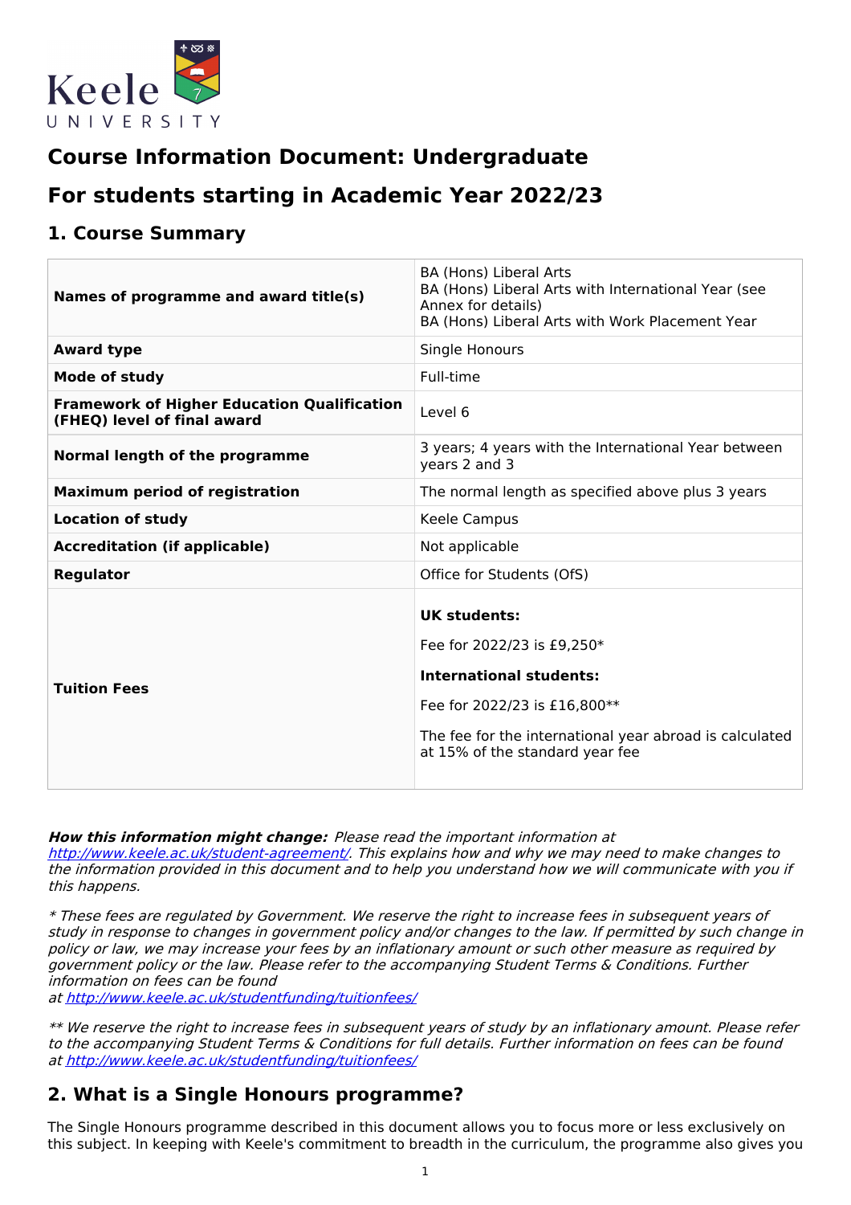# Course Information Document: Undergraduate

## For students starting in Academic Year 2022/23

## 1. Course Summary

| | |
|---|---|
| **Names of programme and award title(s)** | BA (Hons) Liberal Arts<br>BA (Hons) Liberal Arts with International Year (see Annex for details)<br>BA (Hons) Liberal Arts with Work Placement Year |
| **Award type** | Single Honours |
| **Mode of study** | Full-time |
| **Framework of Higher Education Qualification (FHEQ) level of final award** | Level 6 |
| **Normal length of the programme** | 3 years; 4 years with the International Year between years 2 and 3 |
| **Maximum period of registration** | The normal length as specified above plus 3 years |
| **Location of study** | Keele Campus |
| **Accreditation (if applicable)** | Not applicable |
| **Regulator** | Office for Students (OfS) |
| **Tuition Fees** | **UK students:**<br>Fee for 2022/23 is £9,250*<br>**International students:**<br>Fee for 2022/23 is £16,800**<br>The fee for the international year abroad is calculated at 15% of the standard year fee |

***How this information might change:*** *Please read the important information at [http://www.keele.ac.uk/student-agreement/](http://www.keele.ac.uk/student-agreement/). This explains how and why we may need to make changes to the information provided in this document and to help you understand how we will communicate with you if this happens.*

*\* These fees are regulated by Government. We reserve the right to increase fees in subsequent years of study in response to changes in government policy and/or changes to the law. If permitted by such change in policy or law, we may increase your fees by an inflationary amount or such other measure as required by government policy or the law. Please refer to the accompanying Student Terms & Conditions. Further information on fees can be found at [http://www.keele.ac.uk/studentfunding/tuitionfees/](http://www.keele.ac.uk/studentfunding/tuitionfees/)*

*\*\* We reserve the right to increase fees in subsequent years of study by an inflationary amount. Please refer to the accompanying Student Terms & Conditions for full details. Further information on fees can be found at [http://www.keele.ac.uk/studentfunding/tuitionfees/](http://www.keele.ac.uk/studentfunding/tuitionfees/)*

## 2. What is a Single Honours programme?

The Single Honours programme described in this document allows you to focus more or less exclusively on this subject. In keeping with Keele's commitment to breadth in the curriculum, the programme also gives you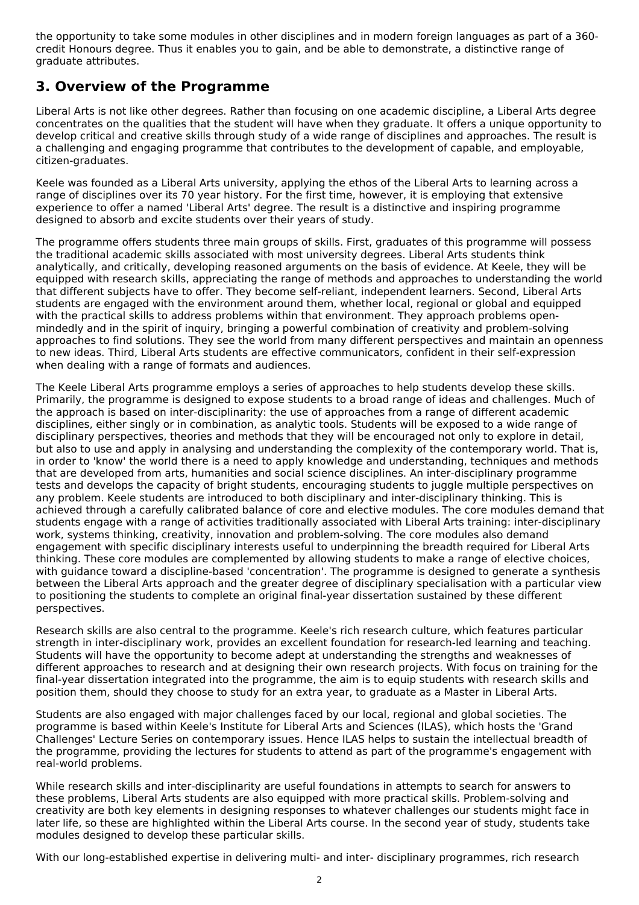the opportunity to take some modules in other disciplines and in modern foreign languages as part of a 360-credit Honours degree. Thus it enables you to gain, and be able to demonstrate, a distinctive range of graduate attributes.

## 3. Overview of the Programme

Liberal Arts is not like other degrees. Rather than focusing on one academic discipline, a Liberal Arts degree concentrates on the qualities that the student will have when they graduate. It offers a unique opportunity to develop critical and creative skills through study of a wide range of disciplines and approaches. The result is a challenging and engaging programme that contributes to the development of capable, and employable, citizen-graduates.

Keele was founded as a Liberal Arts university, applying the ethos of the Liberal Arts to learning across a range of disciplines over its 70 year history. For the first time, however, it is employing that extensive experience to offer a named 'Liberal Arts' degree. The result is a distinctive and inspiring programme designed to absorb and excite students over their years of study.

The programme offers students three main groups of skills. First, graduates of this programme will possess the traditional academic skills associated with most university degrees. Liberal Arts students think analytically, and critically, developing reasoned arguments on the basis of evidence. At Keele, they will be equipped with research skills, appreciating the range of methods and approaches to understanding the world that different subjects have to offer. They become self-reliant, independent learners. Second, Liberal Arts students are engaged with the environment around them, whether local, regional or global and equipped with the practical skills to address problems within that environment. They approach problems open-mindedly and in the spirit of inquiry, bringing a powerful combination of creativity and problem-solving approaches to find solutions. They see the world from many different perspectives and maintain an openness to new ideas. Third, Liberal Arts students are effective communicators, confident in their self-expression when dealing with a range of formats and audiences.

The Keele Liberal Arts programme employs a series of approaches to help students develop these skills. Primarily, the programme is designed to expose students to a broad range of ideas and challenges. Much of the approach is based on inter-disciplinarity: the use of approaches from a range of different academic disciplines, either singly or in combination, as analytic tools. Students will be exposed to a wide range of disciplinary perspectives, theories and methods that they will be encouraged not only to explore in detail, but also to use and apply in analysing and understanding the complexity of the contemporary world. That is, in order to 'know' the world there is a need to apply knowledge and understanding, techniques and methods that are developed from arts, humanities and social science disciplines. An inter-disciplinary programme tests and develops the capacity of bright students, encouraging students to juggle multiple perspectives on any problem. Keele students are introduced to both disciplinary and inter-disciplinary thinking. This is achieved through a carefully calibrated balance of core and elective modules. The core modules demand that students engage with a range of activities traditionally associated with Liberal Arts training: inter-disciplinary work, systems thinking, creativity, innovation and problem-solving. The core modules also demand engagement with specific disciplinary interests useful to underpinning the breadth required for Liberal Arts thinking. These core modules are complemented by allowing students to make a range of elective choices, with guidance toward a discipline-based 'concentration'. The programme is designed to generate a synthesis between the Liberal Arts approach and the greater degree of disciplinary specialisation with a particular view to positioning the students to complete an original final-year dissertation sustained by these different perspectives.

Research skills are also central to the programme. Keele's rich research culture, which features particular strength in inter-disciplinary work, provides an excellent foundation for research-led learning and teaching. Students will have the opportunity to become adept at understanding the strengths and weaknesses of different approaches to research and at designing their own research projects. With focus on training for the final-year dissertation integrated into the programme, the aim is to equip students with research skills and position them, should they choose to study for an extra year, to graduate as a Master in Liberal Arts.

Students are also engaged with major challenges faced by our local, regional and global societies. The programme is based within Keele's Institute for Liberal Arts and Sciences (ILAS), which hosts the 'Grand Challenges' Lecture Series on contemporary issues. Hence ILAS helps to sustain the intellectual breadth of the programme, providing the lectures for students to attend as part of the programme's engagement with real-world problems.

While research skills and inter-disciplinarity are useful foundations in attempts to search for answers to these problems, Liberal Arts students are also equipped with more practical skills. Problem-solving and creativity are both key elements in designing responses to whatever challenges our students might face in later life, so these are highlighted within the Liberal Arts course. In the second year of study, students take modules designed to develop these particular skills.

With our long-established expertise in delivering multi- and inter- disciplinary programmes, rich research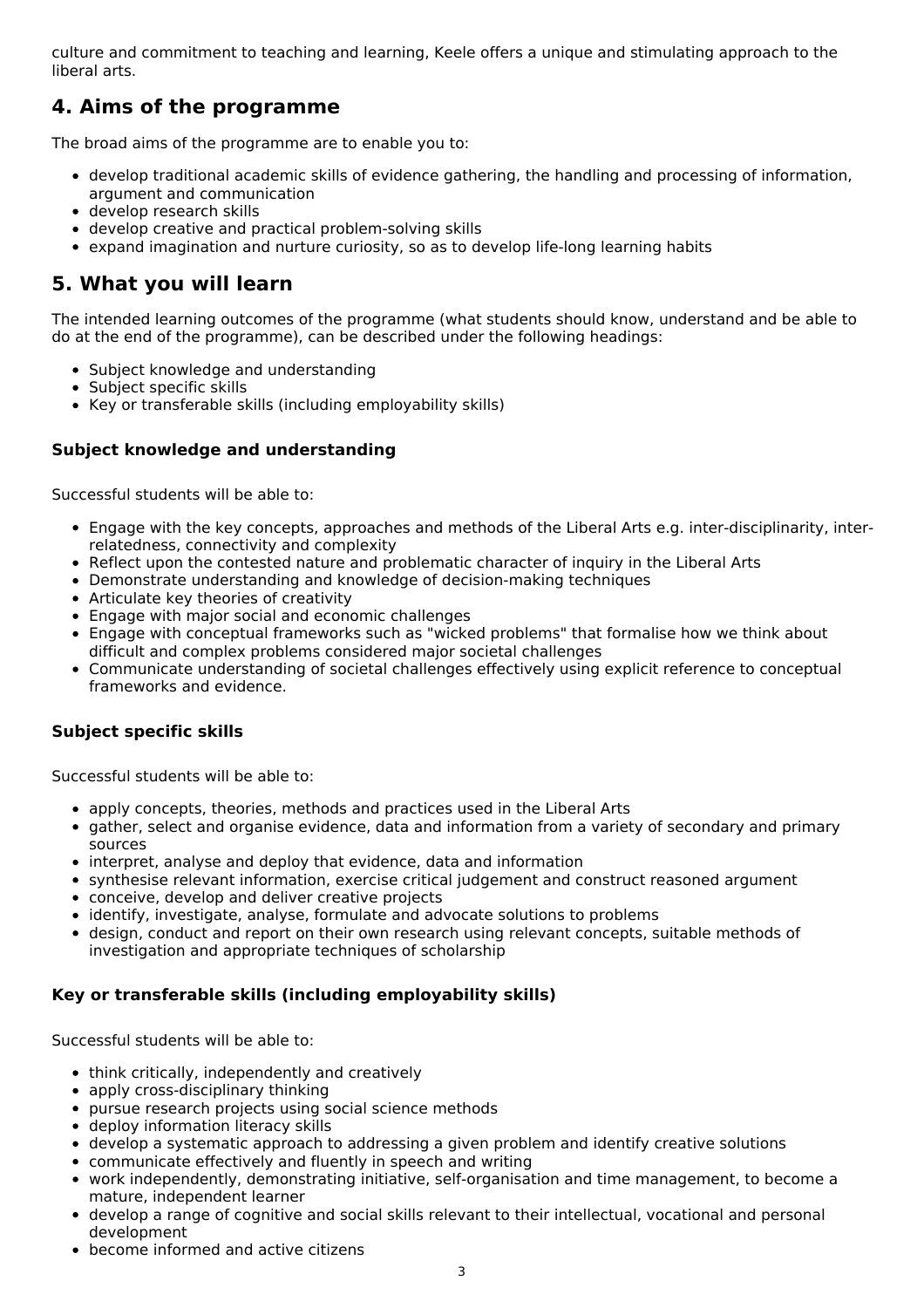culture and commitment to teaching and learning, Keele offers a unique and stimulating approach to the liberal arts.

## 4. Aims of the programme

The broad aims of the programme are to enable you to:

- develop traditional academic skills of evidence gathering, the handling and processing of information, argument and communication
- develop research skills
- develop creative and practical problem-solving skills
- expand imagination and nurture curiosity, so as to develop life-long learning habits

## 5. What you will learn

The intended learning outcomes of the programme (what students should know, understand and be able to do at the end of the programme), can be described under the following headings:

- Subject knowledge and understanding
- Subject specific skills
- Key or transferable skills (including employability skills)

### Subject knowledge and understanding

Successful students will be able to:

- Engage with the key concepts, approaches and methods of the Liberal Arts e.g. inter-disciplinarity, inter-relatedness, connectivity and complexity
- Reflect upon the contested nature and problematic character of inquiry in the Liberal Arts
- Demonstrate understanding and knowledge of decision-making techniques
- Articulate key theories of creativity
- Engage with major social and economic challenges
- Engage with conceptual frameworks such as "wicked problems" that formalise how we think about difficult and complex problems considered major societal challenges
- Communicate understanding of societal challenges effectively using explicit reference to conceptual frameworks and evidence.

### Subject specific skills

Successful students will be able to:

- apply concepts, theories, methods and practices used in the Liberal Arts
- gather, select and organise evidence, data and information from a variety of secondary and primary sources
- interpret, analyse and deploy that evidence, data and information
- synthesise relevant information, exercise critical judgement and construct reasoned argument
- conceive, develop and deliver creative projects
- identify, investigate, analyse, formulate and advocate solutions to problems
- design, conduct and report on their own research using relevant concepts, suitable methods of investigation and appropriate techniques of scholarship

### Key or transferable skills (including employability skills)

Successful students will be able to:

- think critically, independently and creatively
- apply cross-disciplinary thinking
- pursue research projects using social science methods
- deploy information literacy skills
- develop a systematic approach to addressing a given problem and identify creative solutions
- communicate effectively and fluently in speech and writing
- work independently, demonstrating initiative, self-organisation and time management, to become a mature, independent learner
- develop a range of cognitive and social skills relevant to their intellectual, vocational and personal development
- become informed and active citizens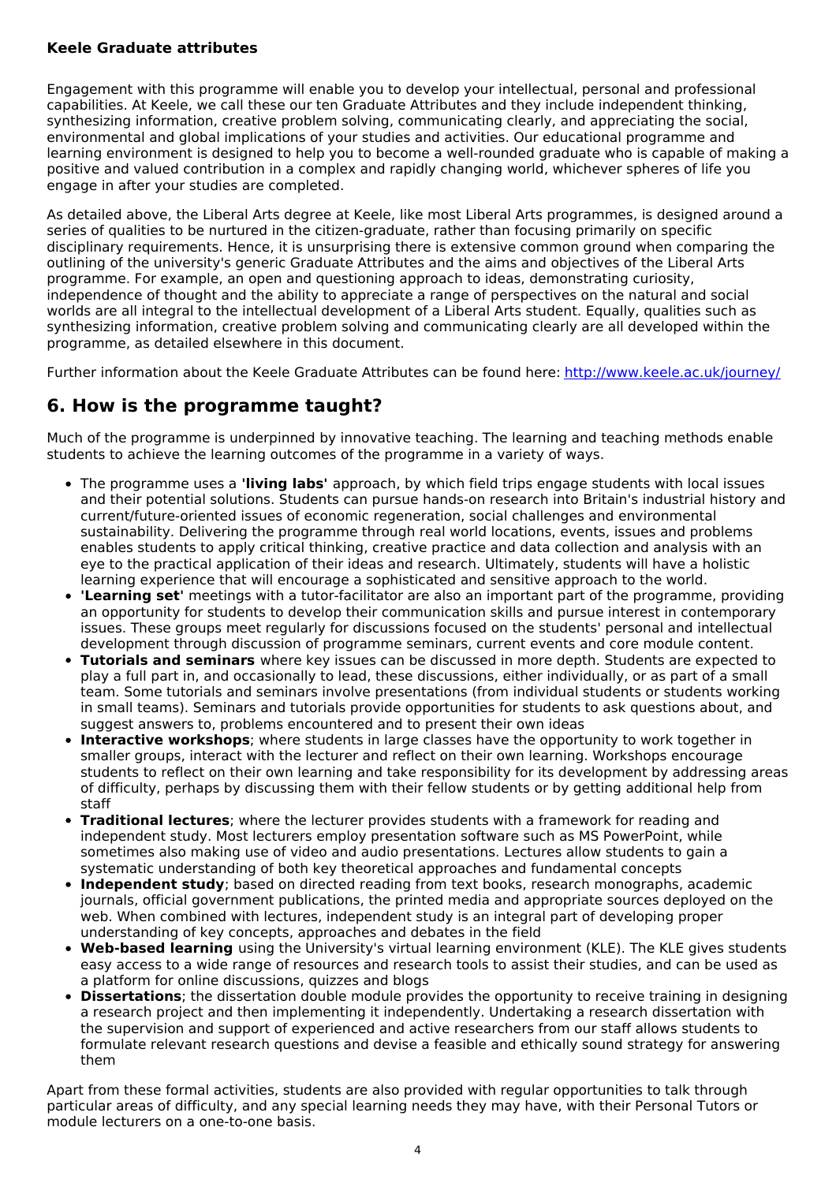### Keele Graduate attributes

Engagement with this programme will enable you to develop your intellectual, personal and professional capabilities. At Keele, we call these our ten Graduate Attributes and they include independent thinking, synthesizing information, creative problem solving, communicating clearly, and appreciating the social, environmental and global implications of your studies and activities. Our educational programme and learning environment is designed to help you to become a well-rounded graduate who is capable of making a positive and valued contribution in a complex and rapidly changing world, whichever spheres of life you engage in after your studies are completed.

As detailed above, the Liberal Arts degree at Keele, like most Liberal Arts programmes, is designed around a series of qualities to be nurtured in the citizen-graduate, rather than focusing primarily on specific disciplinary requirements. Hence, it is unsurprising there is extensive common ground when comparing the outlining of the university's generic Graduate Attributes and the aims and objectives of the Liberal Arts programme. For example, an open and questioning approach to ideas, demonstrating curiosity, independence of thought and the ability to appreciate a range of perspectives on the natural and social worlds are all integral to the intellectual development of a Liberal Arts student. Equally, qualities such as synthesizing information, creative problem solving and communicating clearly are all developed within the programme, as detailed elsewhere in this document.

Further information about the Keele Graduate Attributes can be found here: [http://www.keele.ac.uk/journey/](http://www.keele.ac.uk/journey/)

## 6. How is the programme taught?

Much of the programme is underpinned by innovative teaching. The learning and teaching methods enable students to achieve the learning outcomes of the programme in a variety of ways.

- The programme uses a **'living labs'** approach, by which field trips engage students with local issues and their potential solutions. Students can pursue hands-on research into Britain's industrial history and current/future-oriented issues of economic regeneration, social challenges and environmental sustainability. Delivering the programme through real world locations, events, issues and problems enables students to apply critical thinking, creative practice and data collection and analysis with an eye to the practical application of their ideas and research. Ultimately, students will have a holistic learning experience that will encourage a sophisticated and sensitive approach to the world.
- **'Learning set'** meetings with a tutor-facilitator are also an important part of the programme, providing an opportunity for students to develop their communication skills and pursue interest in contemporary issues. These groups meet regularly for discussions focused on the students' personal and intellectual development through discussion of programme seminars, current events and core module content.
- **Tutorials and seminars** where key issues can be discussed in more depth. Students are expected to play a full part in, and occasionally to lead, these discussions, either individually, or as part of a small team. Some tutorials and seminars involve presentations (from individual students or students working in small teams). Seminars and tutorials provide opportunities for students to ask questions about, and suggest answers to, problems encountered and to present their own ideas
- **Interactive workshops**; where students in large classes have the opportunity to work together in smaller groups, interact with the lecturer and reflect on their own learning. Workshops encourage students to reflect on their own learning and take responsibility for its development by addressing areas of difficulty, perhaps by discussing them with their fellow students or by getting additional help from staff
- **Traditional lectures**; where the lecturer provides students with a framework for reading and independent study. Most lecturers employ presentation software such as MS PowerPoint, while sometimes also making use of video and audio presentations. Lectures allow students to gain a systematic understanding of both key theoretical approaches and fundamental concepts
- **Independent study**; based on directed reading from text books, research monographs, academic journals, official government publications, the printed media and appropriate sources deployed on the web. When combined with lectures, independent study is an integral part of developing proper understanding of key concepts, approaches and debates in the field
- **Web-based learning** using the University's virtual learning environment (KLE). The KLE gives students easy access to a wide range of resources and research tools to assist their studies, and can be used as a platform for online discussions, quizzes and blogs
- **Dissertations**; the dissertation double module provides the opportunity to receive training in designing a research project and then implementing it independently. Undertaking a research dissertation with the supervision and support of experienced and active researchers from our staff allows students to formulate relevant research questions and devise a feasible and ethically sound strategy for answering them

Apart from these formal activities, students are also provided with regular opportunities to talk through particular areas of difficulty, and any special learning needs they may have, with their Personal Tutors or module lecturers on a one-to-one basis.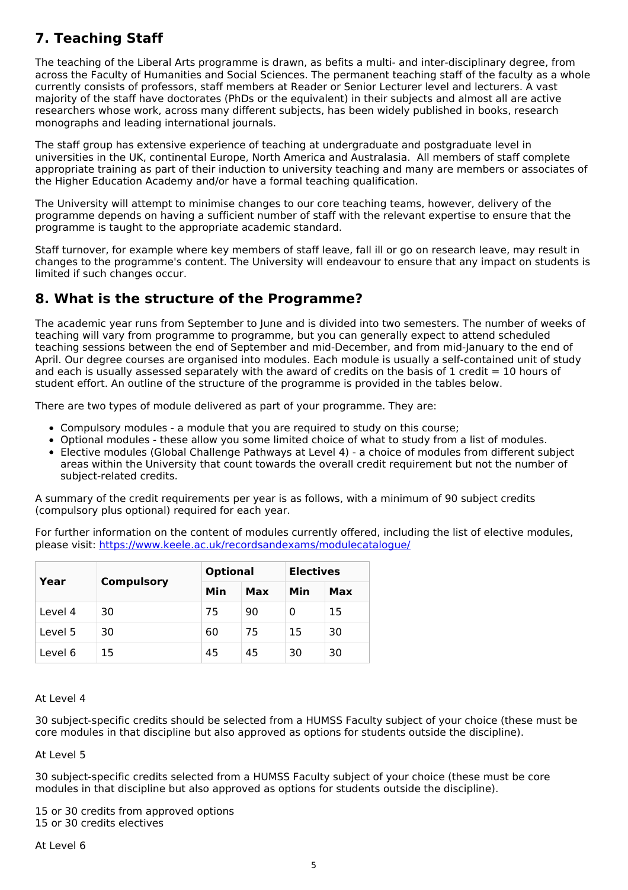## 7. Teaching Staff

The teaching of the Liberal Arts programme is drawn, as befits a multi- and inter-disciplinary degree, from across the Faculty of Humanities and Social Sciences. The permanent teaching staff of the faculty as a whole currently consists of professors, staff members at Reader or Senior Lecturer level and lecturers. A vast majority of the staff have doctorates (PhDs or the equivalent) in their subjects and almost all are active researchers whose work, across many different subjects, has been widely published in books, research monographs and leading international journals.

The staff group has extensive experience of teaching at undergraduate and postgraduate level in universities in the UK, continental Europe, North America and Australasia. All members of staff complete appropriate training as part of their induction to university teaching and many are members or associates of the Higher Education Academy and/or have a formal teaching qualification.

The University will attempt to minimise changes to our core teaching teams, however, delivery of the programme depends on having a sufficient number of staff with the relevant expertise to ensure that the programme is taught to the appropriate academic standard.

Staff turnover, for example where key members of staff leave, fall ill or go on research leave, may result in changes to the programme's content. The University will endeavour to ensure that any impact on students is limited if such changes occur.

## 8. What is the structure of the Programme?

The academic year runs from September to June and is divided into two semesters. The number of weeks of teaching will vary from programme to programme, but you can generally expect to attend scheduled teaching sessions between the end of September and mid-December, and from mid-January to the end of April. Our degree courses are organised into modules. Each module is usually a self-contained unit of study and each is usually assessed separately with the award of credits on the basis of 1 credit = 10 hours of student effort. An outline of the structure of the programme is provided in the tables below.

There are two types of module delivered as part of your programme. They are:

- Compulsory modules - a module that you are required to study on this course;
- Optional modules - these allow you some limited choice of what to study from a list of modules.
- Elective modules (Global Challenge Pathways at Level 4) - a choice of modules from different subject areas within the University that count towards the overall credit requirement but not the number of subject-related credits.

A summary of the credit requirements per year is as follows, with a minimum of 90 subject credits (compulsory plus optional) required for each year.

For further information on the content of modules currently offered, including the list of elective modules, please visit: https://www.keele.ac.uk/recordsandexams/modulecatalogue/

| Year | Compulsory | Optional | | Electives | |
|---|---|---|---|---|---|
| | | Min | Max | Min | Max |
| Level 4 | 30 | 75 | 90 | 0 | 15 |
| Level 5 | 30 | 60 | 75 | 15 | 30 |
| Level 6 | 15 | 45 | 45 | 30 | 30 |

At Level 4

30 subject-specific credits should be selected from a HUMSS Faculty subject of your choice (these must be core modules in that discipline but also approved as options for students outside the discipline).

At Level 5

30 subject-specific credits selected from a HUMSS Faculty subject of your choice (these must be core modules in that discipline but also approved as options for students outside the discipline).

15 or 30 credits from approved options
15 or 30 credits electives

At Level 6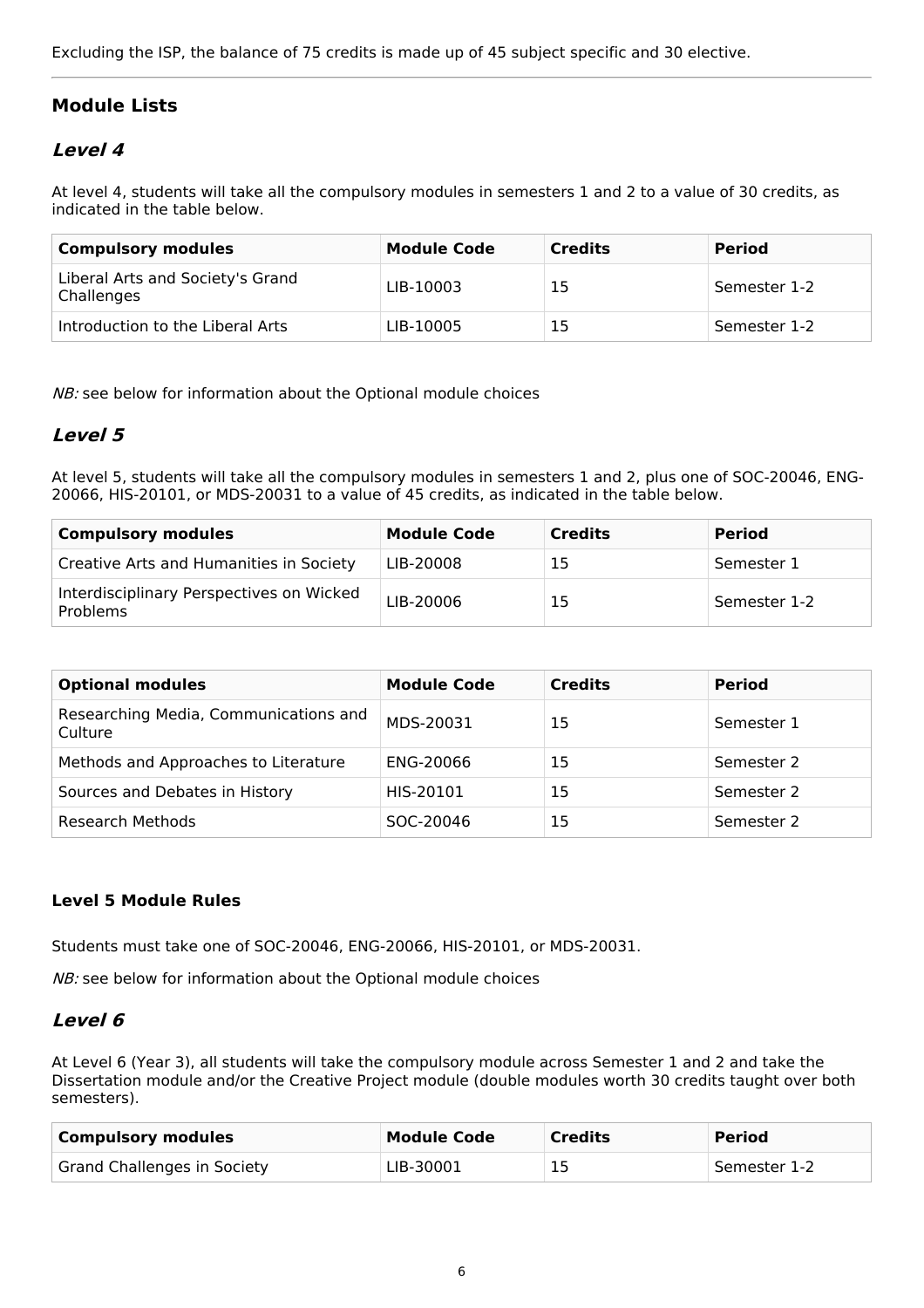Excluding the ISP, the balance of 75 credits is made up of 45 subject specific and 30 elective.

---

## Module Lists

### *Level 4*

At level 4, students will take all the compulsory modules in semesters 1 and 2 to a value of 30 credits, as indicated in the table below.

| Compulsory modules | Module Code | Credits | Period |
|---|---|---|---|
| Liberal Arts and Society's Grand Challenges | LIB-10003 | 15 | Semester 1-2 |
| Introduction to the Liberal Arts | LIB-10005 | 15 | Semester 1-2 |

*NB:* see below for information about the Optional module choices

### *Level 5*

At level 5, students will take all the compulsory modules in semesters 1 and 2, plus one of SOC-20046, ENG-20066, HIS-20101, or MDS-20031 to a value of 45 credits, as indicated in the table below.

| Compulsory modules | Module Code | Credits | Period |
|---|---|---|---|
| Creative Arts and Humanities in Society | LIB-20008 | 15 | Semester 1 |
| Interdisciplinary Perspectives on Wicked Problems | LIB-20006 | 15 | Semester 1-2 |

| Optional modules | Module Code | Credits | Period |
|---|---|---|---|
| Researching Media, Communications and Culture | MDS-20031 | 15 | Semester 1 |
| Methods and Approaches to Literature | ENG-20066 | 15 | Semester 2 |
| Sources and Debates in History | HIS-20101 | 15 | Semester 2 |
| Research Methods | SOC-20046 | 15 | Semester 2 |

#### Level 5 Module Rules

Students must take one of SOC-20046, ENG-20066, HIS-20101, or MDS-20031.

*NB:* see below for information about the Optional module choices

### *Level 6*

At Level 6 (Year 3), all students will take the compulsory module across Semester 1 and 2 and take the Dissertation module and/or the Creative Project module (double modules worth 30 credits taught over both semesters).

| Compulsory modules | Module Code | Credits | Period |
|---|---|---|---|
| Grand Challenges in Society | LIB-30001 | 15 | Semester 1-2 |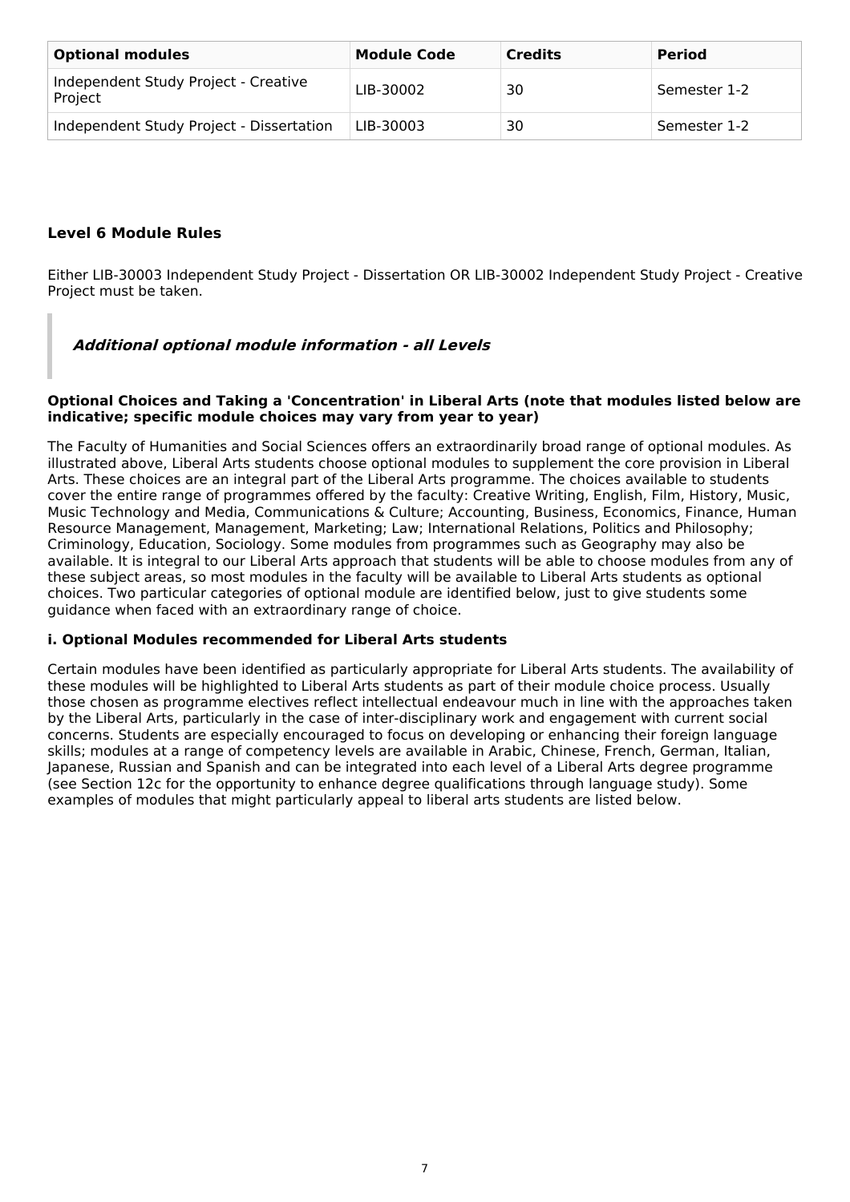| Optional modules | Module Code | Credits | Period |
|---|---|---|---|
| Independent Study Project - Creative Project | LIB-30002 | 30 | Semester 1-2 |
| Independent Study Project - Dissertation | LIB-30003 | 30 | Semester 1-2 |

### Level 6 Module Rules

Either LIB-30003 Independent Study Project - Dissertation OR LIB-30002 Independent Study Project - Creative Project must be taken.

> ***Additional optional module information - all Levels***

**Optional Choices and Taking a 'Concentration' in Liberal Arts (note that modules listed below are indicative; specific module choices may vary from year to year)**

The Faculty of Humanities and Social Sciences offers an extraordinarily broad range of optional modules. As illustrated above, Liberal Arts students choose optional modules to supplement the core provision in Liberal Arts. These choices are an integral part of the Liberal Arts programme. The choices available to students cover the entire range of programmes offered by the faculty: Creative Writing, English, Film, History, Music, Music Technology and Media, Communications & Culture; Accounting, Business, Economics, Finance, Human Resource Management, Management, Marketing; Law; International Relations, Politics and Philosophy; Criminology, Education, Sociology. Some modules from programmes such as Geography may also be available. It is integral to our Liberal Arts approach that students will be able to choose modules from any of these subject areas, so most modules in the faculty will be available to Liberal Arts students as optional choices. Two particular categories of optional module are identified below, just to give students some guidance when faced with an extraordinary range of choice.

**i. Optional Modules recommended for Liberal Arts students**

Certain modules have been identified as particularly appropriate for Liberal Arts students. The availability of these modules will be highlighted to Liberal Arts students as part of their module choice process. Usually those chosen as programme electives reflect intellectual endeavour much in line with the approaches taken by the Liberal Arts, particularly in the case of inter-disciplinary work and engagement with current social concerns. Students are especially encouraged to focus on developing or enhancing their foreign language skills; modules at a range of competency levels are available in Arabic, Chinese, French, German, Italian, Japanese, Russian and Spanish and can be integrated into each level of a Liberal Arts degree programme (see Section 12c for the opportunity to enhance degree qualifications through language study). Some examples of modules that might particularly appeal to liberal arts students are listed below.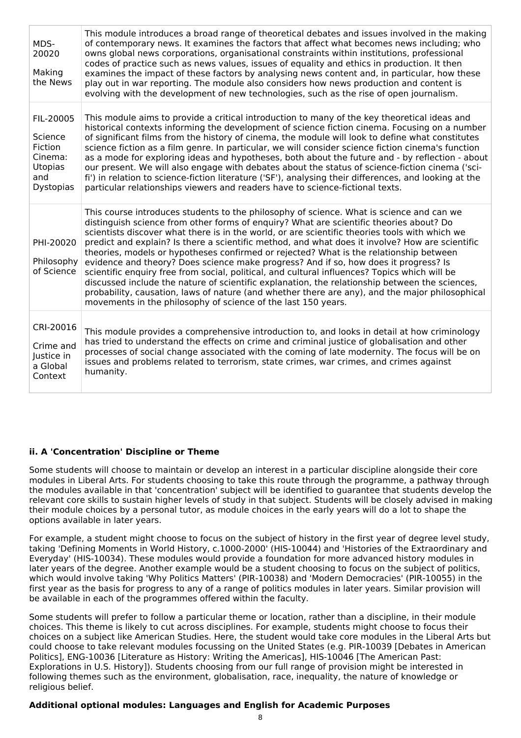| | |
|---|---|
| MDS-20020<br><br>Making the News | This module introduces a broad range of theoretical debates and issues involved in the making of contemporary news. It examines the factors that affect what becomes news including; who owns global news corporations, organisational constraints within institutions, professional codes of practice such as news values, issues of equality and ethics in production. It then examines the impact of these factors by analysing news content and, in particular, how these play out in war reporting. The module also considers how news production and content is evolving with the development of new technologies, such as the rise of open journalism. |
| FIL-20005<br><br>Science Fiction Cinema: Utopias and Dystopias | This module aims to provide a critical introduction to many of the key theoretical ideas and historical contexts informing the development of science fiction cinema. Focusing on a number of significant films from the history of cinema, the module will look to define what constitutes science fiction as a film genre. In particular, we will consider science fiction cinema's function as a mode for exploring ideas and hypotheses, both about the future and - by reflection - about our present. We will also engage with debates about the status of science-fiction cinema ('sci-fi') in relation to science-fiction literature ('SF'), analysing their differences, and looking at the particular relationships viewers and readers have to science-fictional texts. |
| PHI-20020<br><br>Philosophy of Science | This course introduces students to the philosophy of science. What is science and can we distinguish science from other forms of enquiry? What are scientific theories about? Do scientists discover what there is in the world, or are scientific theories tools with which we predict and explain? Is there a scientific method, and what does it involve? How are scientific theories, models or hypotheses confirmed or rejected? What is the relationship between evidence and theory? Does science make progress? And if so, how does it progress? Is scientific enquiry free from social, political, and cultural influences? Topics which will be discussed include the nature of scientific explanation, the relationship between the sciences, probability, causation, laws of nature (and whether there are any), and the major philosophical movements in the philosophy of science of the last 150 years. |
| CRI-20016<br><br>Crime and Justice in a Global Context | This module provides a comprehensive introduction to, and looks in detail at how criminology has tried to understand the effects on crime and criminal justice of globalisation and other processes of social change associated with the coming of late modernity. The focus will be on issues and problems related to terrorism, state crimes, war crimes, and crimes against humanity. |

### ii. A 'Concentration' Discipline or Theme

Some students will choose to maintain or develop an interest in a particular discipline alongside their core modules in Liberal Arts. For students choosing to take this route through the programme, a pathway through the modules available in that 'concentration' subject will be identified to guarantee that students develop the relevant core skills to sustain higher levels of study in that subject. Students will be closely advised in making their module choices by a personal tutor, as module choices in the early years will do a lot to shape the options available in later years.

For example, a student might choose to focus on the subject of history in the first year of degree level study, taking 'Defining Moments in World History, c.1000-2000' (HIS-10044) and 'Histories of the Extraordinary and Everyday' (HIS-10034). These modules would provide a foundation for more advanced history modules in later years of the degree. Another example would be a student choosing to focus on the subject of politics, which would involve taking 'Why Politics Matters' (PIR-10038) and 'Modern Democracies' (PIR-10055) in the first year as the basis for progress to any of a range of politics modules in later years. Similar provision will be available in each of the programmes offered within the faculty.

Some students will prefer to follow a particular theme or location, rather than a discipline, in their module choices. This theme is likely to cut across disciplines. For example, students might choose to focus their choices on a subject like American Studies. Here, the student would take core modules in the Liberal Arts but could choose to take relevant modules focussing on the United States (e.g. PIR-10039 [Debates in American Politics], ENG-10036 [Literature as History: Writing the Americas], HIS-10046 [The American Past: Explorations in U.S. History]). Students choosing from our full range of provision might be interested in following themes such as the environment, globalisation, race, inequality, the nature of knowledge or religious belief.

**Additional optional modules: Languages and English for Academic Purposes**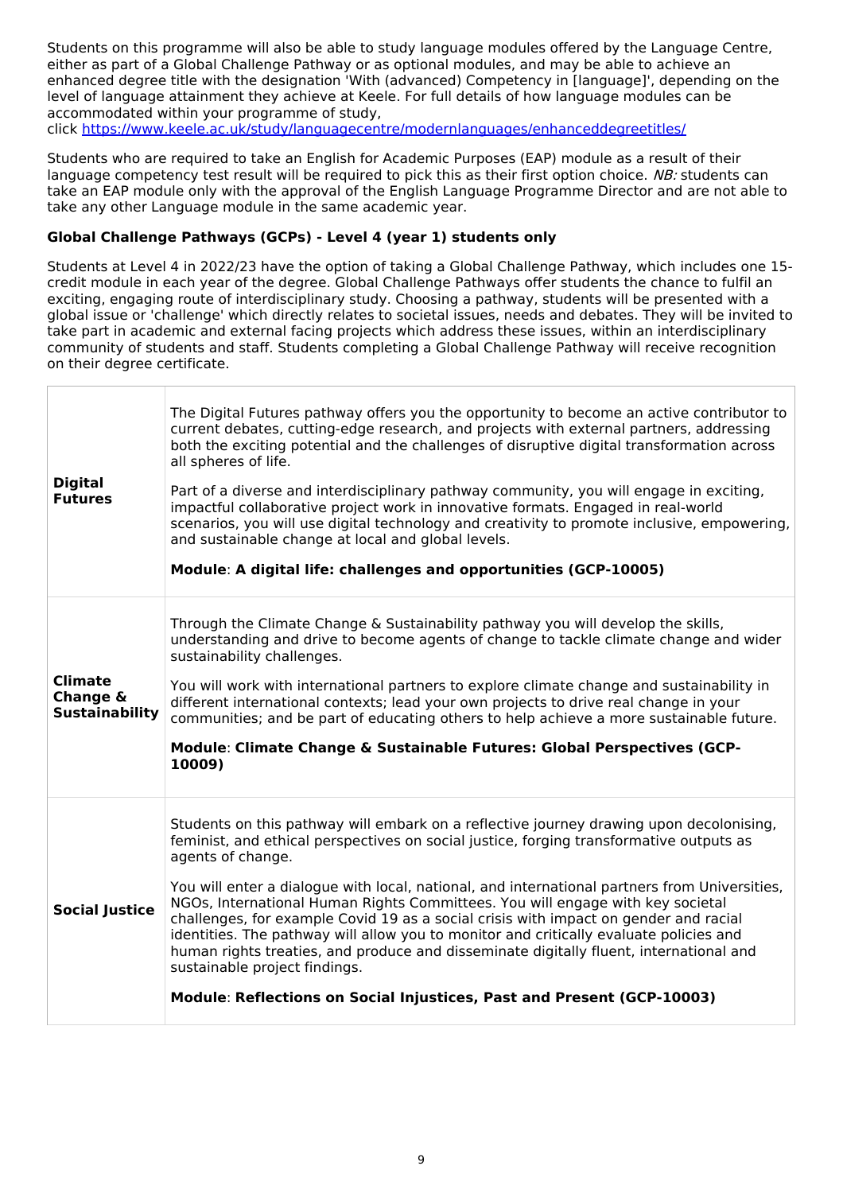Students on this programme will also be able to study language modules offered by the Language Centre, either as part of a Global Challenge Pathway or as optional modules, and may be able to achieve an enhanced degree title with the designation 'With (advanced) Competency in [language]', depending on the level of language attainment they achieve at Keele. For full details of how language modules can be accommodated within your programme of study, click [https://www.keele.ac.uk/study/languagecentre/modernlanguages/enhanceddegreetitles/](https://www.keele.ac.uk/study/languagecentre/modernlanguages/enhanceddegreetitles/)

Students who are required to take an English for Academic Purposes (EAP) module as a result of their language competency test result will be required to pick this as their first option choice. *NB:* students can take an EAP module only with the approval of the English Language Programme Director and are not able to take any other Language module in the same academic year.

**Global Challenge Pathways (GCPs) - Level 4 (year 1) students only**

Students at Level 4 in 2022/23 have the option of taking a Global Challenge Pathway, which includes one 15-credit module in each year of the degree. Global Challenge Pathways offer students the chance to fulfil an exciting, engaging route of interdisciplinary study. Choosing a pathway, students will be presented with a global issue or 'challenge' which directly relates to societal issues, needs and debates. They will be invited to take part in academic and external facing projects which address these issues, within an interdisciplinary community of students and staff. Students completing a Global Challenge Pathway will receive recognition on their degree certificate.

| | |
|---|---|
| **Digital Futures** | The Digital Futures pathway offers you the opportunity to become an active contributor to current debates, cutting-edge research, and projects with external partners, addressing both the exciting potential and the challenges of disruptive digital transformation across all spheres of life.<br><br>Part of a diverse and interdisciplinary pathway community, you will engage in exciting, impactful collaborative project work in innovative formats. Engaged in real-world scenarios, you will use digital technology and creativity to promote inclusive, empowering, and sustainable change at local and global levels.<br><br>**Module**: **A digital life: challenges and opportunities (GCP-10005)** |
| **Climate Change & Sustainability** | Through the Climate Change & Sustainability pathway you will develop the skills, understanding and drive to become agents of change to tackle climate change and wider sustainability challenges.<br><br>You will work with international partners to explore climate change and sustainability in different international contexts; lead your own projects to drive real change in your communities; and be part of educating others to help achieve a more sustainable future.<br><br>**Module**: **Climate Change & Sustainable Futures: Global Perspectives (GCP-10009)** |
| **Social Justice** | Students on this pathway will embark on a reflective journey drawing upon decolonising, feminist, and ethical perspectives on social justice, forging transformative outputs as agents of change.<br><br>You will enter a dialogue with local, national, and international partners from Universities, NGOs, International Human Rights Committees. You will engage with key societal challenges, for example Covid 19 as a social crisis with impact on gender and racial identities. The pathway will allow you to monitor and critically evaluate policies and human rights treaties, and produce and disseminate digitally fluent, international and sustainable project findings.<br><br>**Module**: **Reflections on Social Injustices, Past and Present (GCP-10003)** |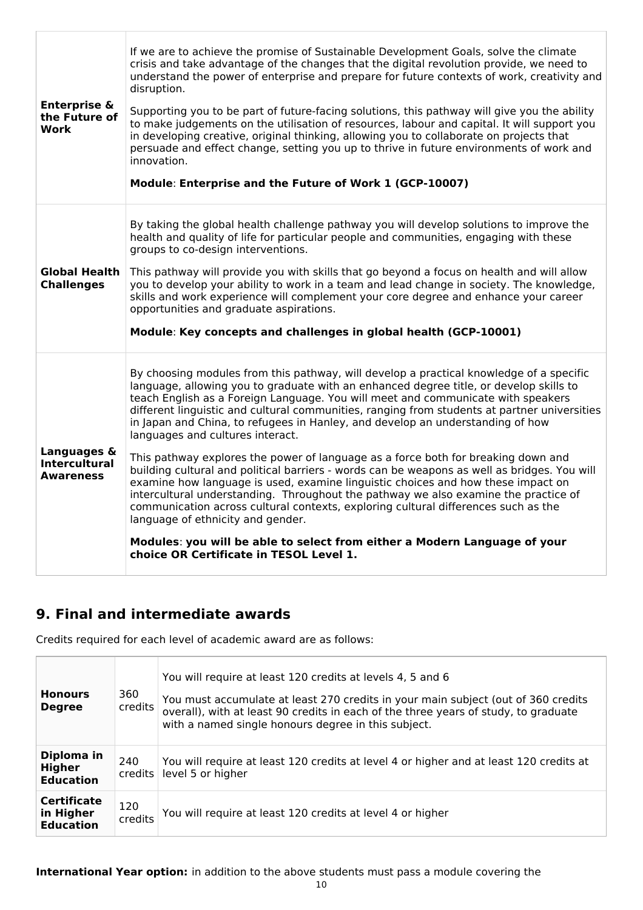| | |
|---|---|
| **Enterprise & the Future of Work** | If we are to achieve the promise of Sustainable Development Goals, solve the climate crisis and take advantage of the changes that the digital revolution provide, we need to understand the power of enterprise and prepare for future contexts of work, creativity and disruption.<br><br>Supporting you to be part of future-facing solutions, this pathway will give you the ability to make judgements on the utilisation of resources, labour and capital. It will support you in developing creative, original thinking, allowing you to collaborate on projects that persuade and effect change, setting you up to thrive in future environments of work and innovation.<br><br>**Module**: **Enterprise and the Future of Work 1 (GCP-10007)** |
| **Global Health Challenges** | By taking the global health challenge pathway you will develop solutions to improve the health and quality of life for particular people and communities, engaging with these groups to co-design interventions.<br><br>This pathway will provide you with skills that go beyond a focus on health and will allow you to develop your ability to work in a team and lead change in society. The knowledge, skills and work experience will complement your core degree and enhance your career opportunities and graduate aspirations.<br><br>**Module**: **Key concepts and challenges in global health (GCP-10001)** |
| **Languages & Intercultural Awareness** | By choosing modules from this pathway, will develop a practical knowledge of a specific language, allowing you to graduate with an enhanced degree title, or develop skills to teach English as a Foreign Language. You will meet and communicate with speakers different linguistic and cultural communities, ranging from students at partner universities in Japan and China, to refugees in Hanley, and develop an understanding of how languages and cultures interact.<br><br>This pathway explores the power of language as a force both for breaking down and building cultural and political barriers - words can be weapons as well as bridges. You will examine how language is used, examine linguistic choices and how these impact on intercultural understanding. Throughout the pathway we also examine the practice of communication across cultural contexts, exploring cultural differences such as the language of ethnicity and gender.<br><br>**Modules**: **you will be able to select from either a Modern Language of your choice OR Certificate in TESOL Level 1.** |

## 9. Final and intermediate awards

Credits required for each level of academic award are as follows:

| | | |
|---|---|---|
| **Honours Degree** | 360 credits | You will require at least 120 credits at levels 4, 5 and 6<br><br>You must accumulate at least 270 credits in your main subject (out of 360 credits overall), with at least 90 credits in each of the three years of study, to graduate with a named single honours degree in this subject. |
| **Diploma in Higher Education** | 240 credits | You will require at least 120 credits at level 4 or higher and at least 120 credits at level 5 or higher |
| **Certificate in Higher Education** | 120 credits | You will require at least 120 credits at level 4 or higher |

**International Year option:** in addition to the above students must pass a module covering the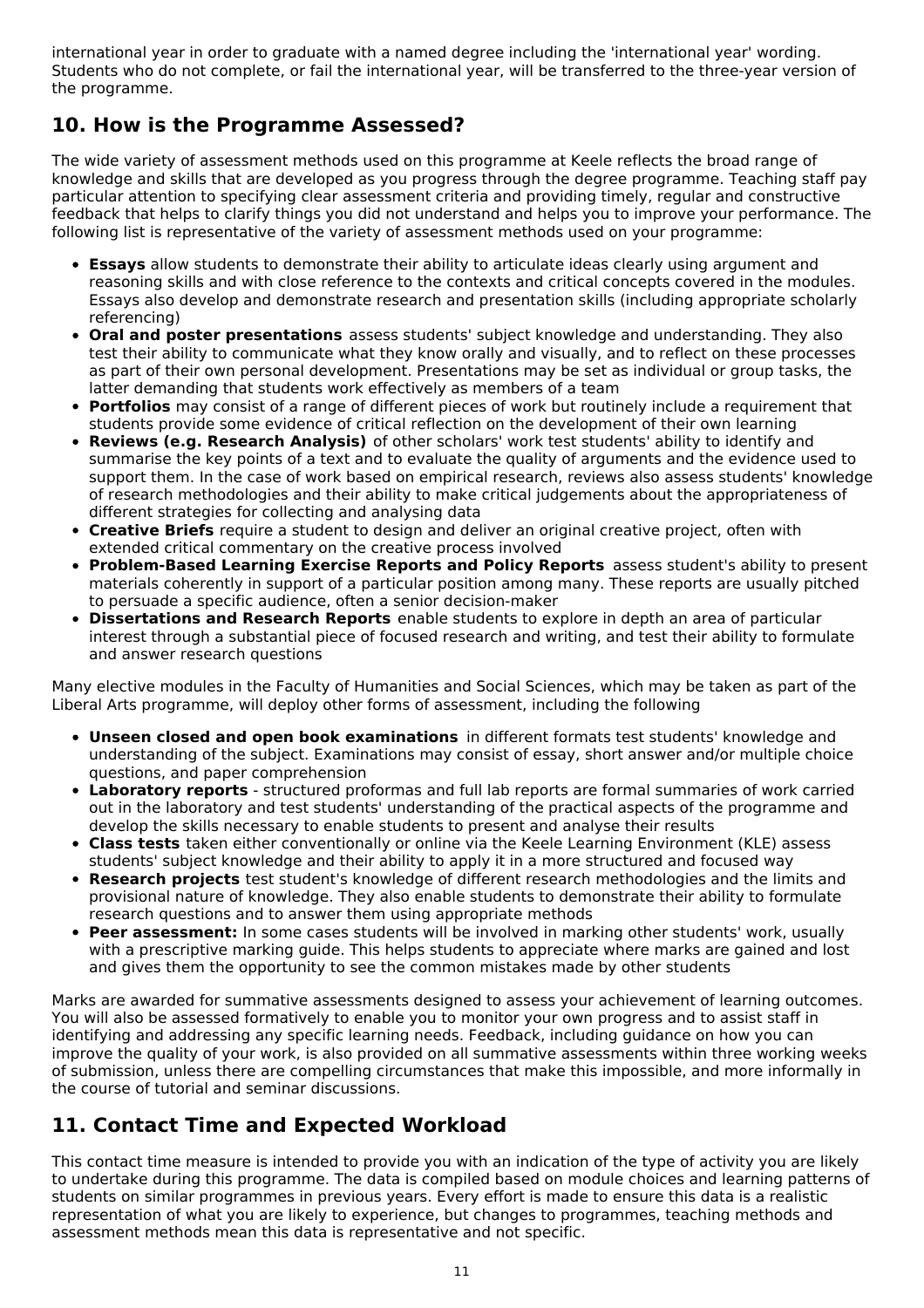international year in order to graduate with a named degree including the 'international year' wording. Students who do not complete, or fail the international year, will be transferred to the three-year version of the programme.

## 10. How is the Programme Assessed?

The wide variety of assessment methods used on this programme at Keele reflects the broad range of knowledge and skills that are developed as you progress through the degree programme. Teaching staff pay particular attention to specifying clear assessment criteria and providing timely, regular and constructive feedback that helps to clarify things you did not understand and helps you to improve your performance. The following list is representative of the variety of assessment methods used on your programme:

- **Essays** allow students to demonstrate their ability to articulate ideas clearly using argument and reasoning skills and with close reference to the contexts and critical concepts covered in the modules. Essays also develop and demonstrate research and presentation skills (including appropriate scholarly referencing)
- **Oral and poster presentations** assess students' subject knowledge and understanding. They also test their ability to communicate what they know orally and visually, and to reflect on these processes as part of their own personal development. Presentations may be set as individual or group tasks, the latter demanding that students work effectively as members of a team
- **Portfolios** may consist of a range of different pieces of work but routinely include a requirement that students provide some evidence of critical reflection on the development of their own learning
- **Reviews (e.g. Research Analysis)** of other scholars' work test students' ability to identify and summarise the key points of a text and to evaluate the quality of arguments and the evidence used to support them. In the case of work based on empirical research, reviews also assess students' knowledge of research methodologies and their ability to make critical judgements about the appropriateness of different strategies for collecting and analysing data
- **Creative Briefs** require a student to design and deliver an original creative project, often with extended critical commentary on the creative process involved
- **Problem-Based Learning Exercise Reports and Policy Reports** assess student's ability to present materials coherently in support of a particular position among many. These reports are usually pitched to persuade a specific audience, often a senior decision-maker
- **Dissertations and Research Reports** enable students to explore in depth an area of particular interest through a substantial piece of focused research and writing, and test their ability to formulate and answer research questions

Many elective modules in the Faculty of Humanities and Social Sciences, which may be taken as part of the Liberal Arts programme, will deploy other forms of assessment, including the following

- **Unseen closed and open book examinations** in different formats test students' knowledge and understanding of the subject. Examinations may consist of essay, short answer and/or multiple choice questions, and paper comprehension
- **Laboratory reports** - structured proformas and full lab reports are formal summaries of work carried out in the laboratory and test students' understanding of the practical aspects of the programme and develop the skills necessary to enable students to present and analyse their results
- **Class tests** taken either conventionally or online via the Keele Learning Environment (KLE) assess students' subject knowledge and their ability to apply it in a more structured and focused way
- **Research projects** test student's knowledge of different research methodologies and the limits and provisional nature of knowledge. They also enable students to demonstrate their ability to formulate research questions and to answer them using appropriate methods
- **Peer assessment:** In some cases students will be involved in marking other students' work, usually with a prescriptive marking guide. This helps students to appreciate where marks are gained and lost and gives them the opportunity to see the common mistakes made by other students

Marks are awarded for summative assessments designed to assess your achievement of learning outcomes. You will also be assessed formatively to enable you to monitor your own progress and to assist staff in identifying and addressing any specific learning needs. Feedback, including guidance on how you can improve the quality of your work, is also provided on all summative assessments within three working weeks of submission, unless there are compelling circumstances that make this impossible, and more informally in the course of tutorial and seminar discussions.

## 11. Contact Time and Expected Workload

This contact time measure is intended to provide you with an indication of the type of activity you are likely to undertake during this programme. The data is compiled based on module choices and learning patterns of students on similar programmes in previous years. Every effort is made to ensure this data is a realistic representation of what you are likely to experience, but changes to programmes, teaching methods and assessment methods mean this data is representative and not specific.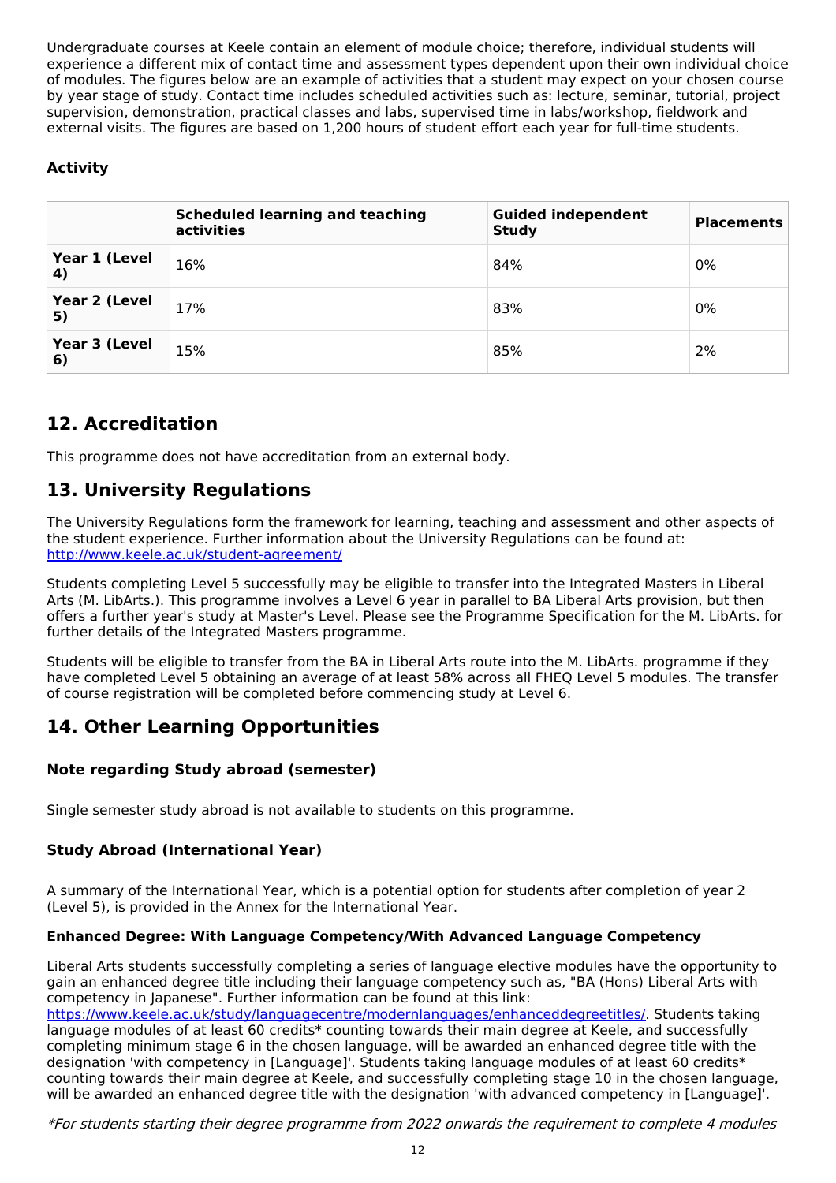Undergraduate courses at Keele contain an element of module choice; therefore, individual students will experience a different mix of contact time and assessment types dependent upon their own individual choice of modules. The figures below are an example of activities that a student may expect on your chosen course by year stage of study. Contact time includes scheduled activities such as: lecture, seminar, tutorial, project supervision, demonstration, practical classes and labs, supervised time in labs/workshop, fieldwork and external visits. The figures are based on 1,200 hours of student effort each year for full-time students.

### Activity

| | Scheduled learning and teaching activities | Guided independent Study | Placements |
|---|---|---|---|
| **Year 1 (Level 4)** | 16% | 84% | 0% |
| **Year 2 (Level 5)** | 17% | 83% | 0% |
| **Year 3 (Level 6)** | 15% | 85% | 2% |

## 12. Accreditation

This programme does not have accreditation from an external body.

## 13. University Regulations

The University Regulations form the framework for learning, teaching and assessment and other aspects of the student experience. Further information about the University Regulations can be found at: http://www.keele.ac.uk/student-agreement/

Students completing Level 5 successfully may be eligible to transfer into the Integrated Masters in Liberal Arts (M. LibArts.). This programme involves a Level 6 year in parallel to BA Liberal Arts provision, but then offers a further year's study at Master's Level. Please see the Programme Specification for the M. LibArts. for further details of the Integrated Masters programme.

Students will be eligible to transfer from the BA in Liberal Arts route into the M. LibArts. programme if they have completed Level 5 obtaining an average of at least 58% across all FHEQ Level 5 modules. The transfer of course registration will be completed before commencing study at Level 6.

## 14. Other Learning Opportunities

### Note regarding Study abroad (semester)

Single semester study abroad is not available to students on this programme.

### Study Abroad (International Year)

A summary of the International Year, which is a potential option for students after completion of year 2 (Level 5), is provided in the Annex for the International Year.

#### Enhanced Degree: With Language Competency/With Advanced Language Competency

Liberal Arts students successfully completing a series of language elective modules have the opportunity to gain an enhanced degree title including their language competency such as, "BA (Hons) Liberal Arts with competency in Japanese". Further information can be found at this link: https://www.keele.ac.uk/study/languagecentre/modernlanguages/enhanceddegreetitles/. Students taking language modules of at least 60 credits* counting towards their main degree at Keele, and successfully completing minimum stage 6 in the chosen language, will be awarded an enhanced degree title with the designation 'with competency in [Language]'. Students taking language modules of at least 60 credits* counting towards their main degree at Keele, and successfully completing stage 10 in the chosen language, will be awarded an enhanced degree title with the designation 'with advanced competency in [Language]'.

*\*For students starting their degree programme from 2022 onwards the requirement to complete 4 modules*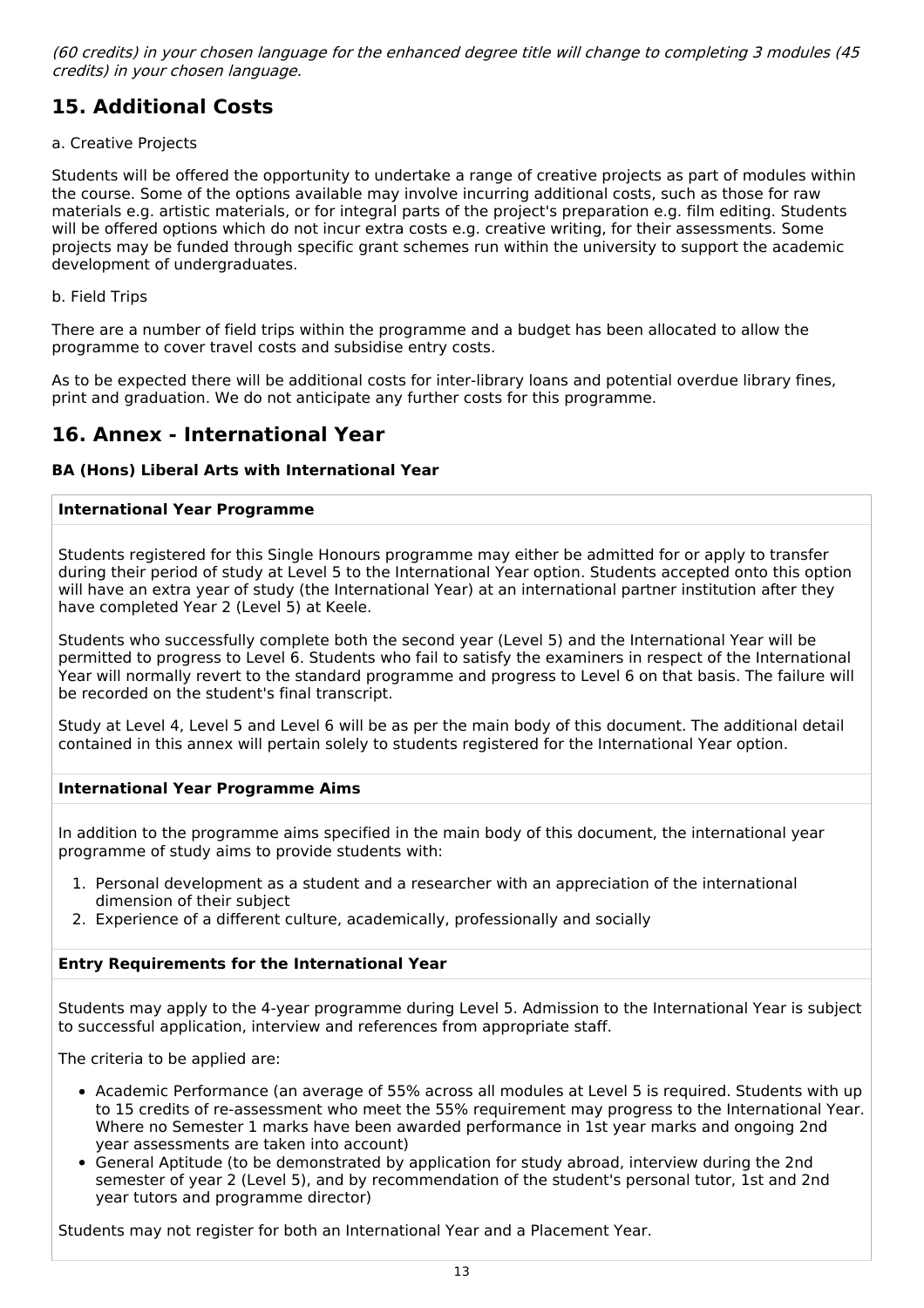*(60 credits) in your chosen language for the enhanced degree title will change to completing 3 modules (45 credits) in your chosen language.*

## 15. Additional Costs

a. Creative Projects

Students will be offered the opportunity to undertake a range of creative projects as part of modules within the course. Some of the options available may involve incurring additional costs, such as those for raw materials e.g. artistic materials, or for integral parts of the project's preparation e.g. film editing. Students will be offered options which do not incur extra costs e.g. creative writing, for their assessments. Some projects may be funded through specific grant schemes run within the university to support the academic development of undergraduates.

b. Field Trips

There are a number of field trips within the programme and a budget has been allocated to allow the programme to cover travel costs and subsidise entry costs.

As to be expected there will be additional costs for inter-library loans and potential overdue library fines, print and graduation. We do not anticipate any further costs for this programme.

## 16. Annex - International Year

**BA (Hons) Liberal Arts with International Year**

**International Year Programme**

Students registered for this Single Honours programme may either be admitted for or apply to transfer during their period of study at Level 5 to the International Year option. Students accepted onto this option will have an extra year of study (the International Year) at an international partner institution after they have completed Year 2 (Level 5) at Keele.

Students who successfully complete both the second year (Level 5) and the International Year will be permitted to progress to Level 6. Students who fail to satisfy the examiners in respect of the International Year will normally revert to the standard programme and progress to Level 6 on that basis. The failure will be recorded on the student's final transcript.

Study at Level 4, Level 5 and Level 6 will be as per the main body of this document. The additional detail contained in this annex will pertain solely to students registered for the International Year option.

**International Year Programme Aims**

In addition to the programme aims specified in the main body of this document, the international year programme of study aims to provide students with:

1. Personal development as a student and a researcher with an appreciation of the international dimension of their subject
2. Experience of a different culture, academically, professionally and socially

**Entry Requirements for the International Year**

Students may apply to the 4-year programme during Level 5. Admission to the International Year is subject to successful application, interview and references from appropriate staff.

The criteria to be applied are:

- Academic Performance (an average of 55% across all modules at Level 5 is required. Students with up to 15 credits of re-assessment who meet the 55% requirement may progress to the International Year. Where no Semester 1 marks have been awarded performance in 1st year marks and ongoing 2nd year assessments are taken into account)
- General Aptitude (to be demonstrated by application for study abroad, interview during the 2nd semester of year 2 (Level 5), and by recommendation of the student's personal tutor, 1st and 2nd year tutors and programme director)

Students may not register for both an International Year and a Placement Year.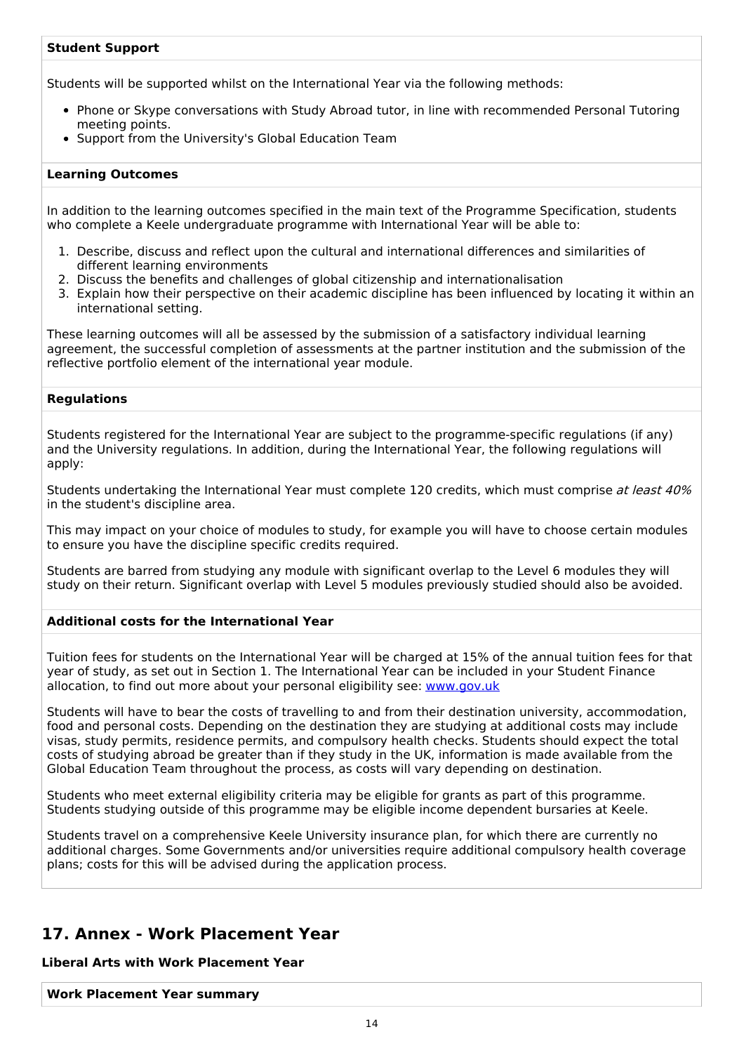**Student Support**

Students will be supported whilst on the International Year via the following methods:

- Phone or Skype conversations with Study Abroad tutor, in line with recommended Personal Tutoring meeting points.
- Support from the University's Global Education Team

**Learning Outcomes**

In addition to the learning outcomes specified in the main text of the Programme Specification, students who complete a Keele undergraduate programme with International Year will be able to:

1. Describe, discuss and reflect upon the cultural and international differences and similarities of different learning environments
2. Discuss the benefits and challenges of global citizenship and internationalisation
3. Explain how their perspective on their academic discipline has been influenced by locating it within an international setting.

These learning outcomes will all be assessed by the submission of a satisfactory individual learning agreement, the successful completion of assessments at the partner institution and the submission of the reflective portfolio element of the international year module.

**Regulations**

Students registered for the International Year are subject to the programme-specific regulations (if any) and the University regulations. In addition, during the International Year, the following regulations will apply:

Students undertaking the International Year must complete 120 credits, which must comprise *at least 40%* in the student's discipline area.

This may impact on your choice of modules to study, for example you will have to choose certain modules to ensure you have the discipline specific credits required.

Students are barred from studying any module with significant overlap to the Level 6 modules they will study on their return. Significant overlap with Level 5 modules previously studied should also be avoided.

**Additional costs for the International Year**

Tuition fees for students on the International Year will be charged at 15% of the annual tuition fees for that year of study, as set out in Section 1. The International Year can be included in your Student Finance allocation, to find out more about your personal eligibility see: [www.gov.uk](www.gov.uk)

Students will have to bear the costs of travelling to and from their destination university, accommodation, food and personal costs. Depending on the destination they are studying at additional costs may include visas, study permits, residence permits, and compulsory health checks. Students should expect the total costs of studying abroad be greater than if they study in the UK, information is made available from the Global Education Team throughout the process, as costs will vary depending on destination.

Students who meet external eligibility criteria may be eligible for grants as part of this programme. Students studying outside of this programme may be eligible income dependent bursaries at Keele.

Students travel on a comprehensive Keele University insurance plan, for which there are currently no additional charges. Some Governments and/or universities require additional compulsory health coverage plans; costs for this will be advised during the application process.

## 17. Annex - Work Placement Year

**Liberal Arts with Work Placement Year**

**Work Placement Year summary**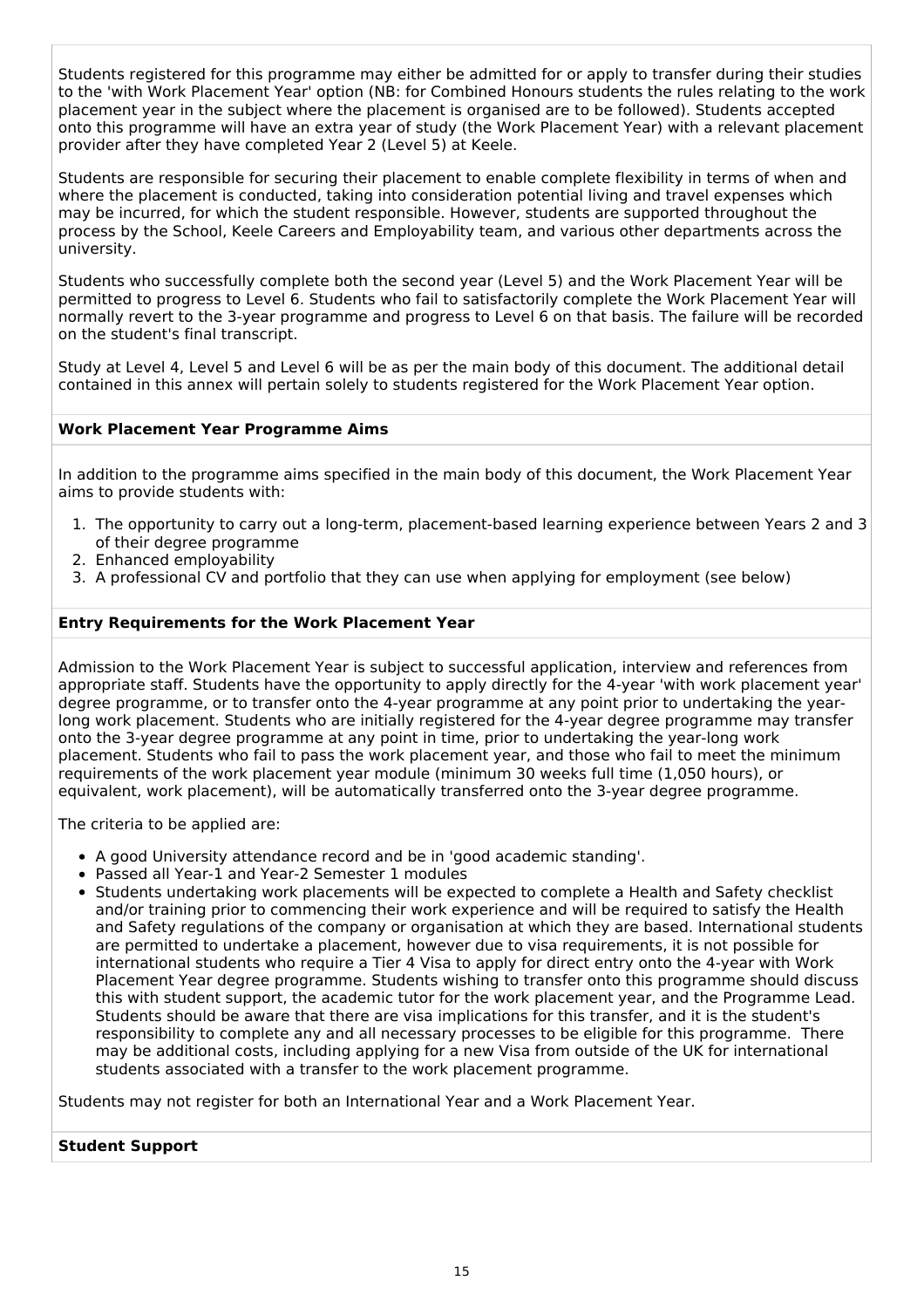Students registered for this programme may either be admitted for or apply to transfer during their studies to the 'with Work Placement Year' option (NB: for Combined Honours students the rules relating to the work placement year in the subject where the placement is organised are to be followed). Students accepted onto this programme will have an extra year of study (the Work Placement Year) with a relevant placement provider after they have completed Year 2 (Level 5) at Keele.

Students are responsible for securing their placement to enable complete flexibility in terms of when and where the placement is conducted, taking into consideration potential living and travel expenses which may be incurred, for which the student responsible. However, students are supported throughout the process by the School, Keele Careers and Employability team, and various other departments across the university.

Students who successfully complete both the second year (Level 5) and the Work Placement Year will be permitted to progress to Level 6. Students who fail to satisfactorily complete the Work Placement Year will normally revert to the 3-year programme and progress to Level 6 on that basis. The failure will be recorded on the student's final transcript.

Study at Level 4, Level 5 and Level 6 will be as per the main body of this document. The additional detail contained in this annex will pertain solely to students registered for the Work Placement Year option.

**Work Placement Year Programme Aims**

In addition to the programme aims specified in the main body of this document, the Work Placement Year aims to provide students with:

1. The opportunity to carry out a long-term, placement-based learning experience between Years 2 and 3 of their degree programme
2. Enhanced employability
3. A professional CV and portfolio that they can use when applying for employment (see below)

**Entry Requirements for the Work Placement Year**

Admission to the Work Placement Year is subject to successful application, interview and references from appropriate staff. Students have the opportunity to apply directly for the 4-year 'with work placement year' degree programme, or to transfer onto the 4-year programme at any point prior to undertaking the year-long work placement. Students who are initially registered for the 4-year degree programme may transfer onto the 3-year degree programme at any point in time, prior to undertaking the year-long work placement. Students who fail to pass the work placement year, and those who fail to meet the minimum requirements of the work placement year module (minimum 30 weeks full time (1,050 hours), or equivalent, work placement), will be automatically transferred onto the 3-year degree programme.

The criteria to be applied are:

- A good University attendance record and be in 'good academic standing'.
- Passed all Year-1 and Year-2 Semester 1 modules
- Students undertaking work placements will be expected to complete a Health and Safety checklist and/or training prior to commencing their work experience and will be required to satisfy the Health and Safety regulations of the company or organisation at which they are based. International students are permitted to undertake a placement, however due to visa requirements, it is not possible for international students who require a Tier 4 Visa to apply for direct entry onto the 4-year with Work Placement Year degree programme. Students wishing to transfer onto this programme should discuss this with student support, the academic tutor for the work placement year, and the Programme Lead. Students should be aware that there are visa implications for this transfer, and it is the student's responsibility to complete any and all necessary processes to be eligible for this programme. There may be additional costs, including applying for a new Visa from outside of the UK for international students associated with a transfer to the work placement programme.

Students may not register for both an International Year and a Work Placement Year.

**Student Support**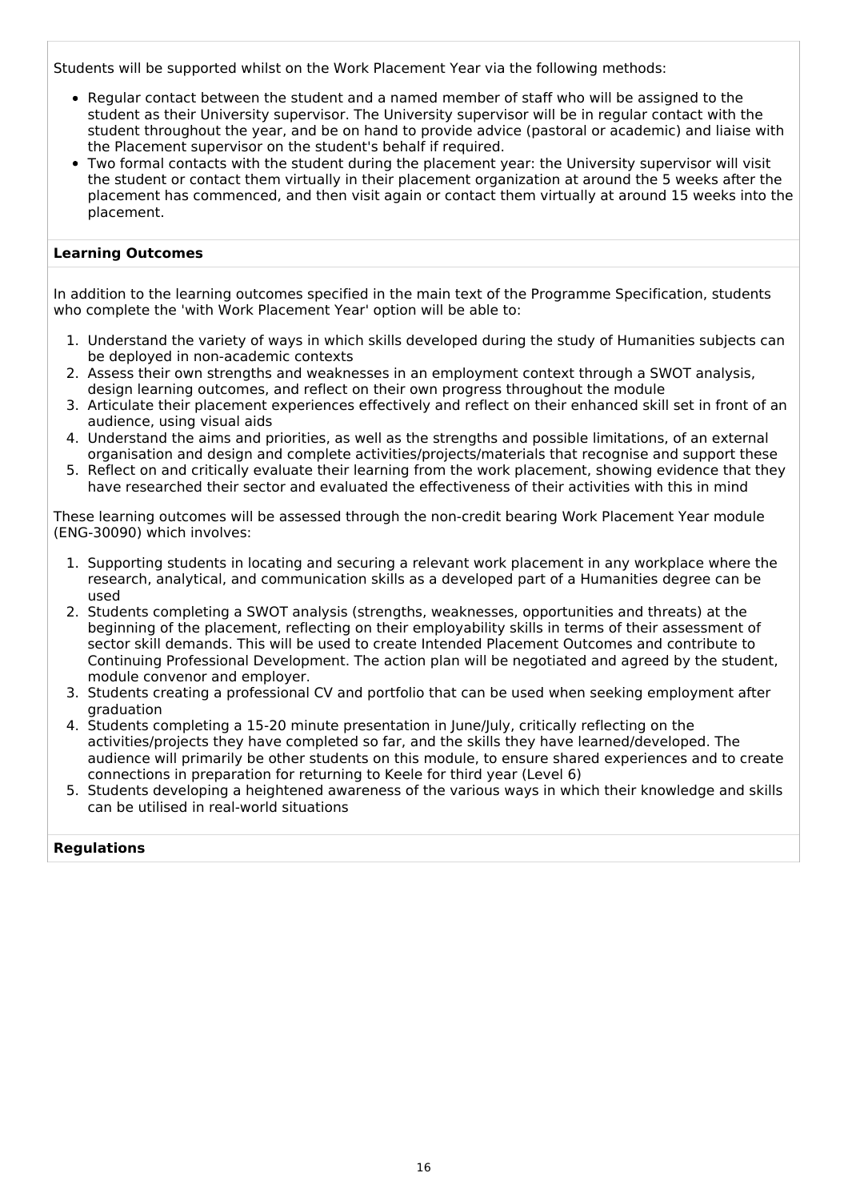Students will be supported whilst on the Work Placement Year via the following methods:

- Regular contact between the student and a named member of staff who will be assigned to the student as their University supervisor. The University supervisor will be in regular contact with the student throughout the year, and be on hand to provide advice (pastoral or academic) and liaise with the Placement supervisor on the student's behalf if required.
- Two formal contacts with the student during the placement year: the University supervisor will visit the student or contact them virtually in their placement organization at around the 5 weeks after the placement has commenced, and then visit again or contact them virtually at around 15 weeks into the placement.

**Learning Outcomes**

In addition to the learning outcomes specified in the main text of the Programme Specification, students who complete the 'with Work Placement Year' option will be able to:

1. Understand the variety of ways in which skills developed during the study of Humanities subjects can be deployed in non-academic contexts
2. Assess their own strengths and weaknesses in an employment context through a SWOT analysis, design learning outcomes, and reflect on their own progress throughout the module
3. Articulate their placement experiences effectively and reflect on their enhanced skill set in front of an audience, using visual aids
4. Understand the aims and priorities, as well as the strengths and possible limitations, of an external organisation and design and complete activities/projects/materials that recognise and support these
5. Reflect on and critically evaluate their learning from the work placement, showing evidence that they have researched their sector and evaluated the effectiveness of their activities with this in mind

These learning outcomes will be assessed through the non-credit bearing Work Placement Year module (ENG-30090) which involves:

1. Supporting students in locating and securing a relevant work placement in any workplace where the research, analytical, and communication skills as a developed part of a Humanities degree can be used
2. Students completing a SWOT analysis (strengths, weaknesses, opportunities and threats) at the beginning of the placement, reflecting on their employability skills in terms of their assessment of sector skill demands. This will be used to create Intended Placement Outcomes and contribute to Continuing Professional Development. The action plan will be negotiated and agreed by the student, module convenor and employer.
3. Students creating a professional CV and portfolio that can be used when seeking employment after graduation
4. Students completing a 15-20 minute presentation in June/July, critically reflecting on the activities/projects they have completed so far, and the skills they have learned/developed. The audience will primarily be other students on this module, to ensure shared experiences and to create connections in preparation for returning to Keele for third year (Level 6)
5. Students developing a heightened awareness of the various ways in which their knowledge and skills can be utilised in real-world situations

**Regulations**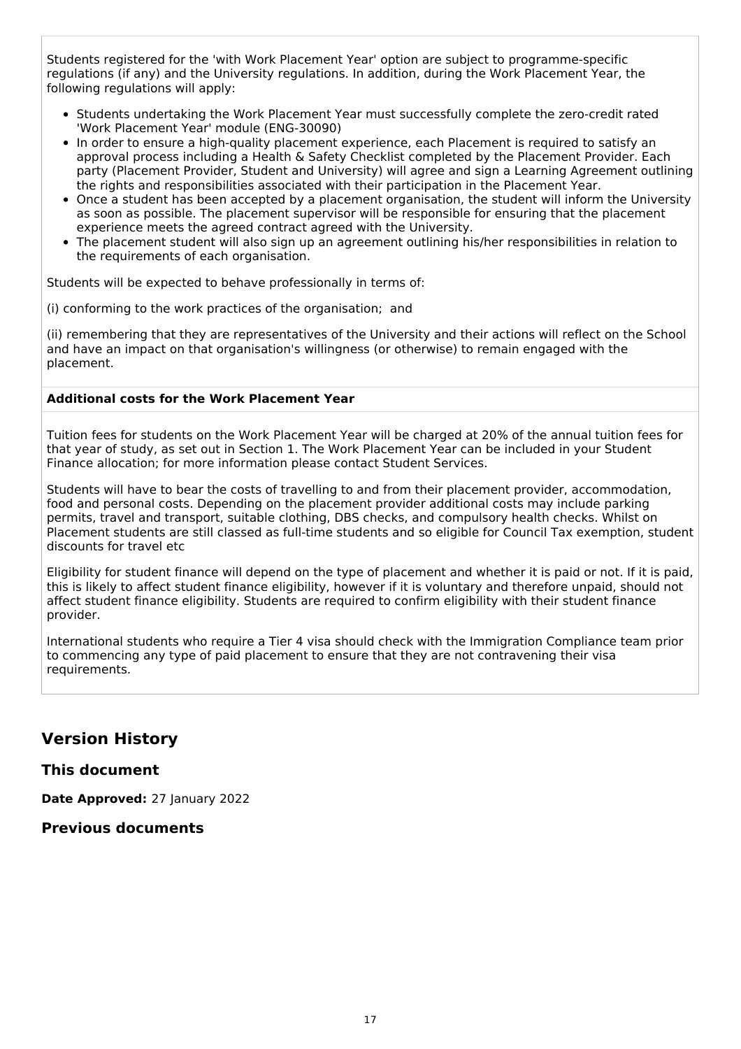Students registered for the 'with Work Placement Year' option are subject to programme-specific regulations (if any) and the University regulations. In addition, during the Work Placement Year, the following regulations will apply:

- Students undertaking the Work Placement Year must successfully complete the zero-credit rated 'Work Placement Year' module (ENG-30090)
- In order to ensure a high-quality placement experience, each Placement is required to satisfy an approval process including a Health & Safety Checklist completed by the Placement Provider. Each party (Placement Provider, Student and University) will agree and sign a Learning Agreement outlining the rights and responsibilities associated with their participation in the Placement Year.
- Once a student has been accepted by a placement organisation, the student will inform the University as soon as possible. The placement supervisor will be responsible for ensuring that the placement experience meets the agreed contract agreed with the University.
- The placement student will also sign up an agreement outlining his/her responsibilities in relation to the requirements of each organisation.

Students will be expected to behave professionally in terms of:

(i) conforming to the work practices of the organisation; and

(ii) remembering that they are representatives of the University and their actions will reflect on the School and have an impact on that organisation's willingness (or otherwise) to remain engaged with the placement.

**Additional costs for the Work Placement Year**

Tuition fees for students on the Work Placement Year will be charged at 20% of the annual tuition fees for that year of study, as set out in Section 1. The Work Placement Year can be included in your Student Finance allocation; for more information please contact Student Services.

Students will have to bear the costs of travelling to and from their placement provider, accommodation, food and personal costs. Depending on the placement provider additional costs may include parking permits, travel and transport, suitable clothing, DBS checks, and compulsory health checks. Whilst on Placement students are still classed as full-time students and so eligible for Council Tax exemption, student discounts for travel etc

Eligibility for student finance will depend on the type of placement and whether it is paid or not. If it is paid, this is likely to affect student finance eligibility, however if it is voluntary and therefore unpaid, should not affect student finance eligibility. Students are required to confirm eligibility with their student finance provider.

International students who require a Tier 4 visa should check with the Immigration Compliance team prior to commencing any type of paid placement to ensure that they are not contravening their visa requirements.

## Version History

### This document

**Date Approved:** 27 January 2022

### Previous documents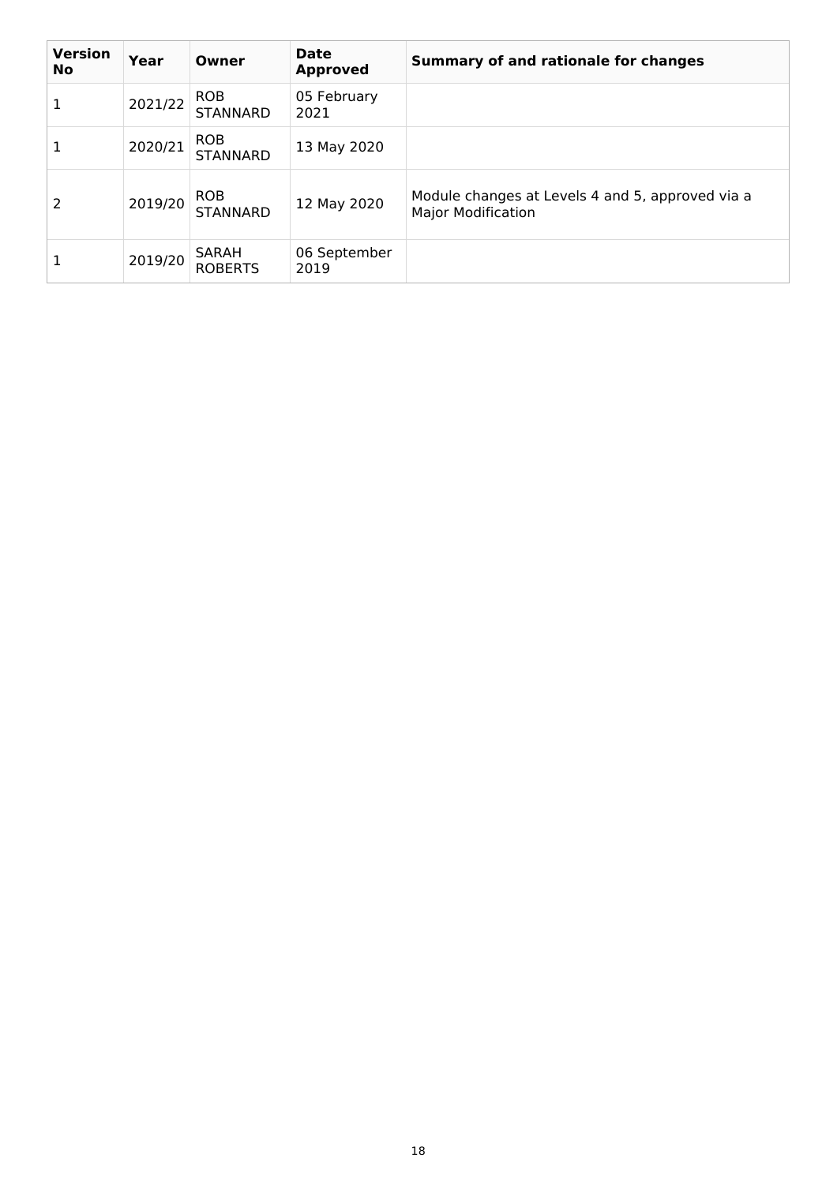| Version No | Year | Owner | Date Approved | Summary of and rationale for changes |
| --- | --- | --- | --- | --- |
| 1 | 2021/22 | ROB STANNARD | 05 February 2021 | |
| 1 | 2020/21 | ROB STANNARD | 13 May 2020 | |
| 2 | 2019/20 | ROB STANNARD | 12 May 2020 | Module changes at Levels 4 and 5, approved via a Major Modification |
| 1 | 2019/20 | SARAH ROBERTS | 06 September 2019 | |